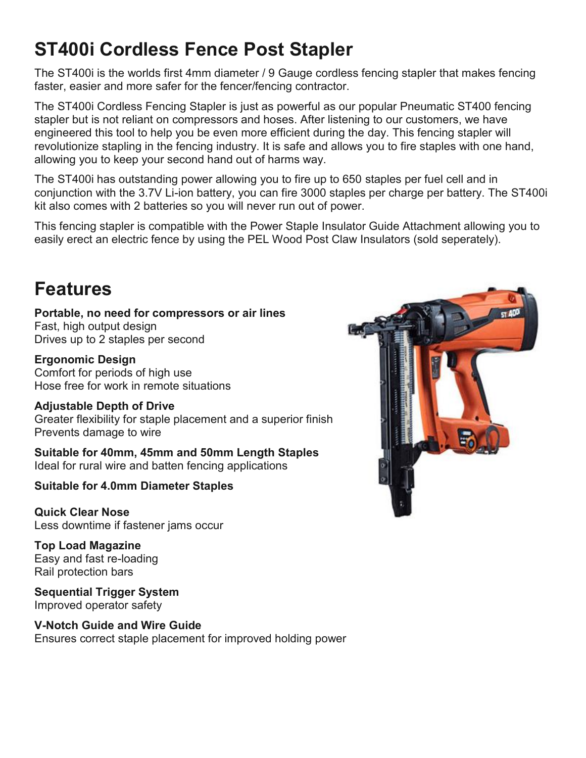# ST400i Cordless Fence Post Stapler

The ST400i is the worlds first 4mm diameter / 9 Gauge cordless fencing stapler that makes fencing faster, easier and more safer for the fencer/fencing contractor.

The ST400i Cordless Fencing Stapler is just as powerful as our popular Pneumatic ST400 fencing stapler but is not reliant on compressors and hoses. After listening to our customers, we have engineered this tool to help you be even more efficient during the day. This fencing stapler will revolutionize stapling in the fencing industry. It is safe and allows you to fire staples with one hand, allowing you to keep your second hand out of harms way.

The ST400i has outstanding power allowing you to fire up to 650 staples per fuel cell and in conjunction with the 3.7V Li-ion battery, you can fire 3000 staples per charge per battery. The ST400i kit also comes with 2 batteries so you will never run out of power.

This fencing stapler is compatible with the Power Staple Insulator Guide Attachment allowing you to easily erect an electric fence by using the PEL Wood Post Claw Insulators (sold seperately).

## Features

**Portable, no need for compressors or air lines**
Fast, high output design
Drives up to 2 staples per second

**Ergonomic Design**
Comfort for periods of high use
Hose free for work in remote situations

**Adjustable Depth of Drive**
Greater flexibility for staple placement and a superior finish
Prevents damage to wire

**Suitable for 40mm, 45mm and 50mm Length Staples**
Ideal for rural wire and batten fencing applications

**Suitable for 4.0mm Diameter Staples**

**Quick Clear Nose**
Less downtime if fastener jams occur

**Top Load Magazine**
Easy and fast re-loading
Rail protection bars

**Sequential Trigger System**
Improved operator safety

**V-Notch Guide and Wire Guide**
Ensures correct staple placement for improved holding power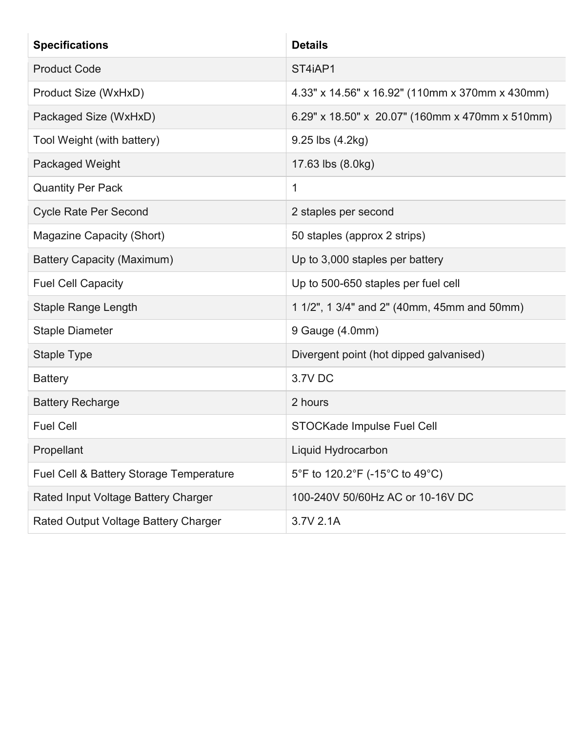| Specifications | Details |
| --- | --- |
| Product Code | ST4iAP1 |
| Product Size (WxHxD) | 4.33" x 14.56" x 16.92" (110mm x 370mm x 430mm) |
| Packaged Size (WxHxD) | 6.29" x 18.50" x 20.07" (160mm x 470mm x 510mm) |
| Tool Weight (with battery) | 9.25 lbs (4.2kg) |
| Packaged Weight | 17.63 lbs (8.0kg) |
| Quantity Per Pack | 1 |
| Cycle Rate Per Second | 2 staples per second |
| Magazine Capacity (Short) | 50 staples (approx 2 strips) |
| Battery Capacity (Maximum) | Up to 3,000 staples per battery |
| Fuel Cell Capacity | Up to 500-650 staples per fuel cell |
| Staple Range Length | 1 1/2", 1 3/4" and 2" (40mm, 45mm and 50mm) |
| Staple Diameter | 9 Gauge (4.0mm) |
| Staple Type | Divergent point (hot dipped galvanised) |
| Battery | 3.7V DC |
| Battery Recharge | 2 hours |
| Fuel Cell | STOCKade Impulse Fuel Cell |
| Propellant | Liquid Hydrocarbon |
| Fuel Cell & Battery Storage Temperature | 5°F to 120.2°F (-15°C to 49°C) |
| Rated Input Voltage Battery Charger | 100-240V 50/60Hz AC or 10-16V DC |
| Rated Output Voltage Battery Charger | 3.7V 2.1A |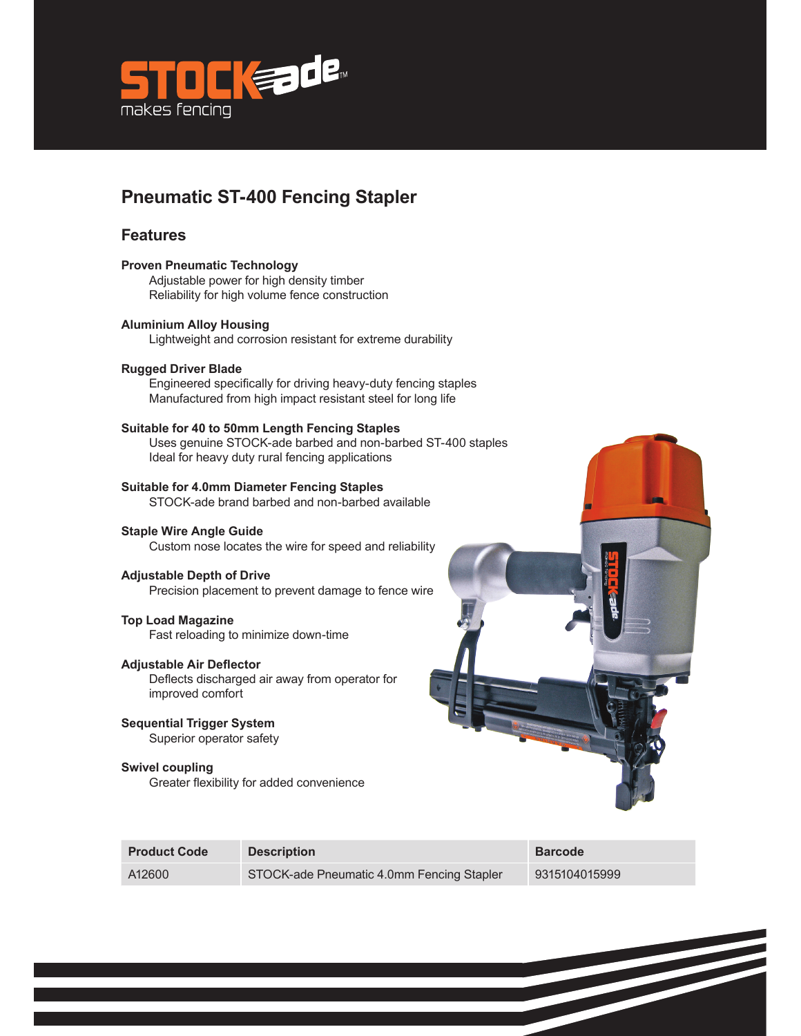STOCK-ade™

makes fencing

# Pneumatic ST-400 Fencing Stapler

## Features

**Proven Pneumatic Technology**

Adjustable power for high density timber
Reliability for high volume fence construction

**Aluminium Alloy Housing**

Lightweight and corrosion resistant for extreme durability

**Rugged Driver Blade**

Engineered specifically for driving heavy-duty fencing staples
Manufactured from high impact resistant steel for long life

**Suitable for 40 to 50mm Length Fencing Staples**

Uses genuine STOCK-ade barbed and non-barbed ST-400 staples
Ideal for heavy duty rural fencing applications

**Suitable for 4.0mm Diameter Fencing Staples**

STOCK-ade brand barbed and non-barbed available

**Staple Wire Angle Guide**

Custom nose locates the wire for speed and reliability

**Adjustable Depth of Drive**

Precision placement to prevent damage to fence wire

**Top Load Magazine**

Fast reloading to minimize down-time

**Adjustable Air Deflector**

Deflects discharged air away from operator for improved comfort

**Sequential Trigger System**

Superior operator safety

**Swivel coupling**

Greater flexibility for added convenience

| Product Code | Description | Barcode |
|---|---|---|
| A12600 | STOCK-ade Pneumatic 4.0mm Fencing Stapler | 9315104015999 |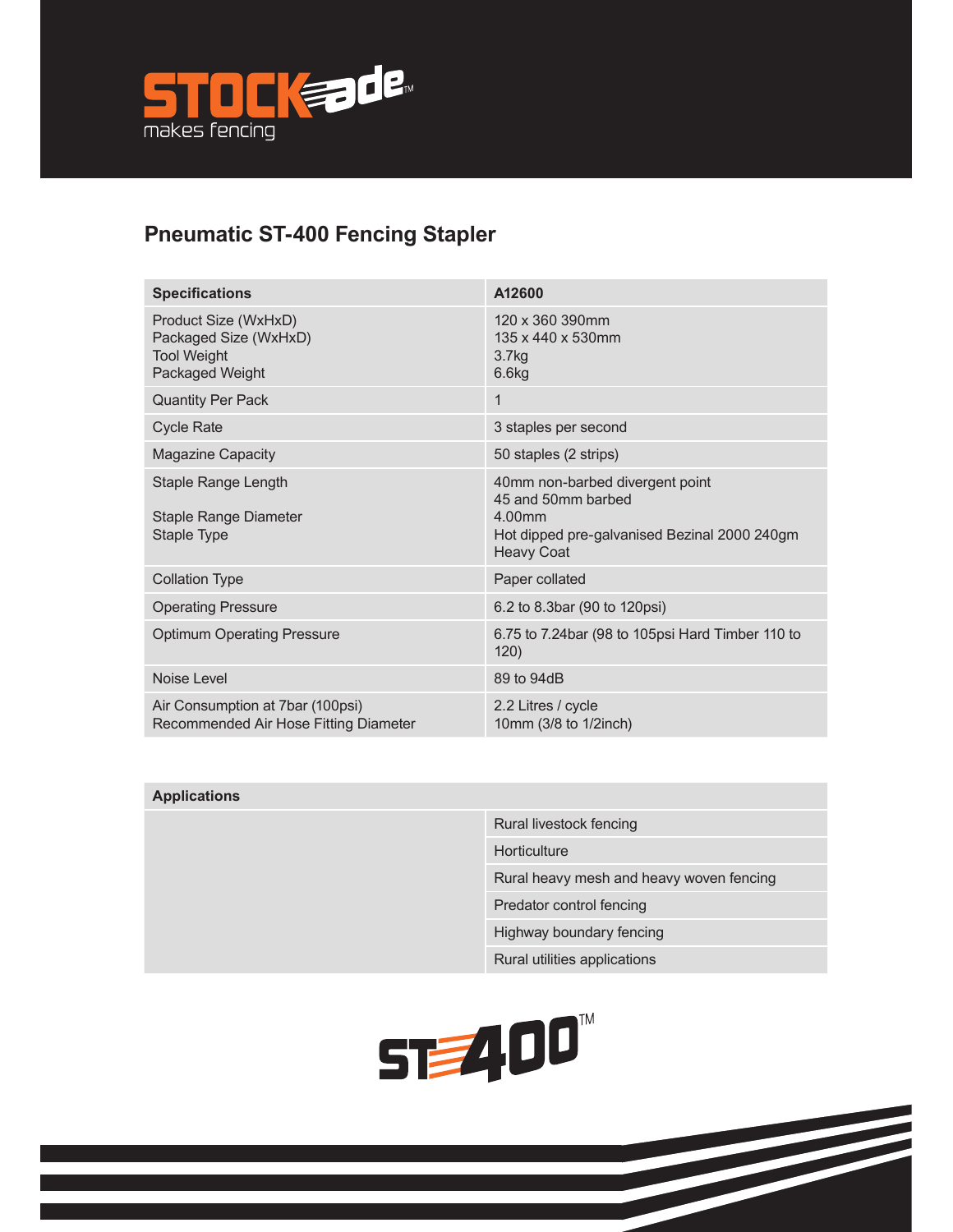STOCKade™

makes fencing

## Pneumatic ST-400 Fencing Stapler

| Specifications | A12600 |
| --- | --- |
| Product Size (WxHxD)<br>Packaged Size (WxHxD)<br>Tool Weight<br>Packaged Weight | 120 x 360 390mm<br>135 x 440 x 530mm<br>3.7kg<br>6.6kg |
| Quantity Per Pack | 1 |
| Cycle Rate | 3 staples per second |
| Magazine Capacity | 50 staples (2 strips) |
| Staple Range Length<br><br>Staple Range Diameter<br>Staple Type | 40mm non-barbed divergent point<br>45 and 50mm barbed<br>4.00mm<br>Hot dipped pre-galvanised Bezinal 2000 240gm Heavy Coat |
| Collation Type | Paper collated |
| Operating Pressure | 6.2 to 8.3bar (90 to 120psi) |
| Optimum Operating Pressure | 6.75 to 7.24bar (98 to 105psi Hard Timber 110 to 120) |
| Noise Level | 89 to 94dB |
| Air Consumption at 7bar (100psi)<br>Recommended Air Hose Fitting Diameter | 2.2 Litres / cycle<br>10mm (3/8 to 1/2inch) |

| Applications | |
| --- | --- |
| | Rural livestock fencing |
| | Horticulture |
| | Rural heavy mesh and heavy woven fencing |
| | Predator control fencing |
| | Highway boundary fencing |
| | Rural utilities applications |

ST400™